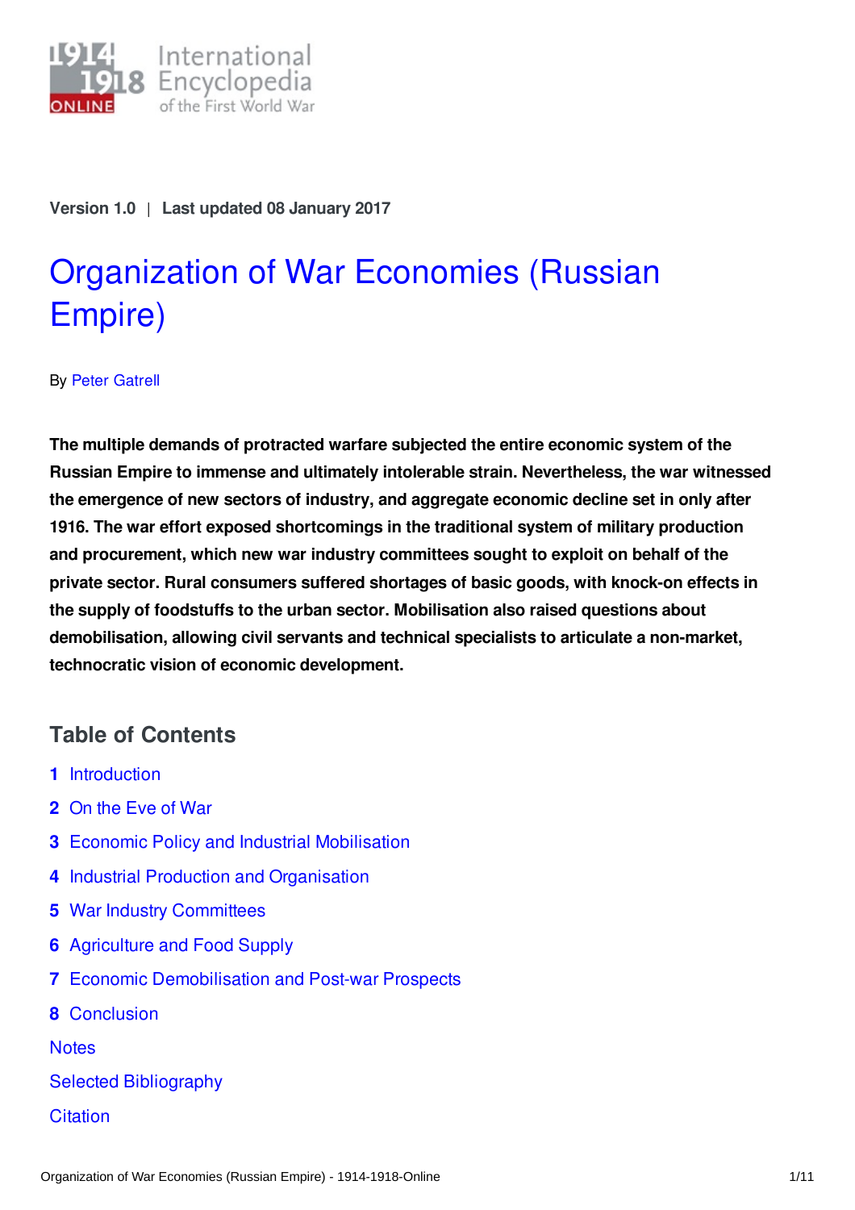Version 1.0 | Last updated 08 January 2017

# Organization of War Economies (Russian Empire)

By Peter Gatrell

**The multiple demands of protracted warfare subjected the entire economic system of the Russian Empire to immense and ultimately intolerable strain. Nevertheless, the war witnessed the emergence of new sectors of industry, and aggregate economic decline set in only after 1916. The war effort exposed shortcomings in the traditional system of military production and procurement, which new war industry committees sought to exploit on behalf of the private sector. Rural consumers suffered shortages of basic goods, with knock-on effects in the supply of foodstuffs to the urban sector. Mobilisation also raised questions about demobilisation, allowing civil servants and technical specialists to articulate a non-market, technocratic vision of economic development.**

## Table of Contents

1. Introduction
2. On the Eve of War
3. Economic Policy and Industrial Mobilisation
4. Industrial Production and Organisation
5. War Industry Committees
6. Agriculture and Food Supply
7. Economic Demobilisation and Post-war Prospects
8. Conclusion

Notes

Selected Bibliography

Citation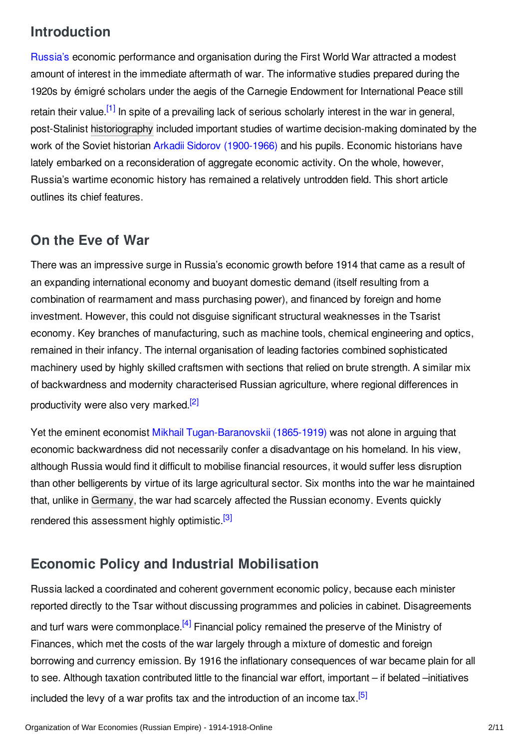## Introduction

Russia's economic performance and organisation during the First World War attracted a modest amount of interest in the immediate aftermath of war. The informative studies prepared during the 1920s by émigré scholars under the aegis of the Carnegie Endowment for International Peace still retain their value.[1] In spite of a prevailing lack of serious scholarly interest in the war in general, post-Stalinist historiography included important studies of wartime decision-making dominated by the work of the Soviet historian Arkadii Sidorov (1900-1966) and his pupils. Economic historians have lately embarked on a reconsideration of aggregate economic activity. On the whole, however, Russia's wartime economic history has remained a relatively untrodden field. This short article outlines its chief features.

## On the Eve of War

There was an impressive surge in Russia's economic growth before 1914 that came as a result of an expanding international economy and buoyant domestic demand (itself resulting from a combination of rearmament and mass purchasing power), and financed by foreign and home investment. However, this could not disguise significant structural weaknesses in the Tsarist economy. Key branches of manufacturing, such as machine tools, chemical engineering and optics, remained in their infancy. The internal organisation of leading factories combined sophisticated machinery used by highly skilled craftsmen with sections that relied on brute strength. A similar mix of backwardness and modernity characterised Russian agriculture, where regional differences in productivity were also very marked.[2]

Yet the eminent economist Mikhail Tugan-Baranovskii (1865-1919) was not alone in arguing that economic backwardness did not necessarily confer a disadvantage on his homeland. In his view, although Russia would find it difficult to mobilise financial resources, it would suffer less disruption than other belligerents by virtue of its large agricultural sector. Six months into the war he maintained that, unlike in Germany, the war had scarcely affected the Russian economy. Events quickly rendered this assessment highly optimistic.[3]

## Economic Policy and Industrial Mobilisation

Russia lacked a coordinated and coherent government economic policy, because each minister reported directly to the Tsar without discussing programmes and policies in cabinet. Disagreements and turf wars were commonplace.[4] Financial policy remained the preserve of the Ministry of Finances, which met the costs of the war largely through a mixture of domestic and foreign borrowing and currency emission. By 1916 the inflationary consequences of war became plain for all to see. Although taxation contributed little to the financial war effort, important – if belated –initiatives included the levy of a war profits tax and the introduction of an income tax.[5]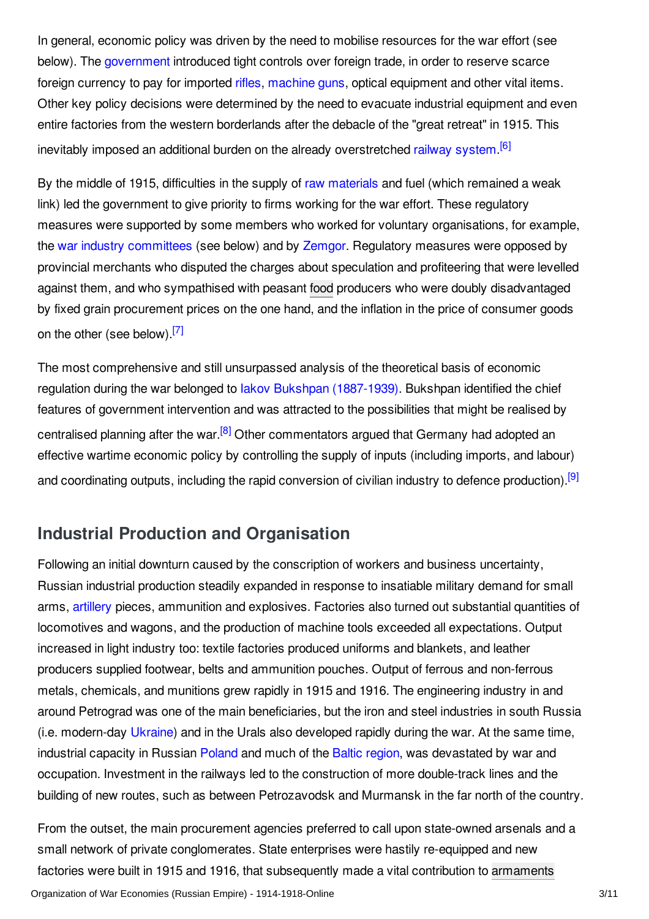In general, economic policy was driven by the need to mobilise resources for the war effort (see below). The government introduced tight controls over foreign trade, in order to reserve scarce foreign currency to pay for imported rifles, machine guns, optical equipment and other vital items. Other key policy decisions were determined by the need to evacuate industrial equipment and even entire factories from the western borderlands after the debacle of the "great retreat" in 1915. This inevitably imposed an additional burden on the already overstretched railway system.[6]

By the middle of 1915, difficulties in the supply of raw materials and fuel (which remained a weak link) led the government to give priority to firms working for the war effort. These regulatory measures were supported by some members who worked for voluntary organisations, for example, the war industry committees (see below) and by Zemgor. Regulatory measures were opposed by provincial merchants who disputed the charges about speculation and profiteering that were levelled against them, and who sympathised with peasant food producers who were doubly disadvantaged by fixed grain procurement prices on the one hand, and the inflation in the price of consumer goods on the other (see below).[7]

The most comprehensive and still unsurpassed analysis of the theoretical basis of economic regulation during the war belonged to Iakov Bukshpan (1887-1939). Bukshpan identified the chief features of government intervention and was attracted to the possibilities that might be realised by centralised planning after the war.[8] Other commentators argued that Germany had adopted an effective wartime economic policy by controlling the supply of inputs (including imports, and labour) and coordinating outputs, including the rapid conversion of civilian industry to defence production).[9]

## Industrial Production and Organisation

Following an initial downturn caused by the conscription of workers and business uncertainty, Russian industrial production steadily expanded in response to insatiable military demand for small arms, artillery pieces, ammunition and explosives. Factories also turned out substantial quantities of locomotives and wagons, and the production of machine tools exceeded all expectations. Output increased in light industry too: textile factories produced uniforms and blankets, and leather producers supplied footwear, belts and ammunition pouches. Output of ferrous and non-ferrous metals, chemicals, and munitions grew rapidly in 1915 and 1916. The engineering industry in and around Petrograd was one of the main beneficiaries, but the iron and steel industries in south Russia (i.e. modern-day Ukraine) and in the Urals also developed rapidly during the war. At the same time, industrial capacity in Russian Poland and much of the Baltic region, was devastated by war and occupation. Investment in the railways led to the construction of more double-track lines and the building of new routes, such as between Petrozavodsk and Murmansk in the far north of the country.

From the outset, the main procurement agencies preferred to call upon state-owned arsenals and a small network of private conglomerates. State enterprises were hastily re-equipped and new factories were built in 1915 and 1916, that subsequently made a vital contribution to armaments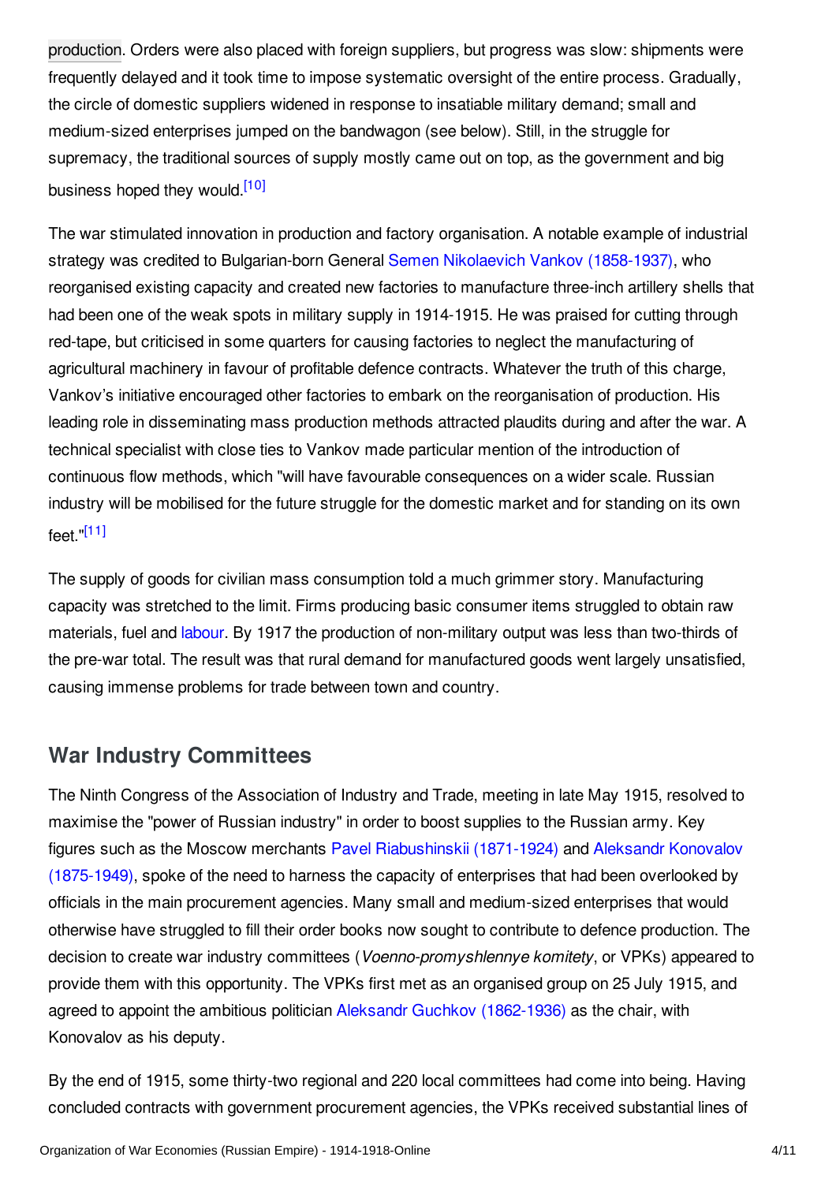production. Orders were also placed with foreign suppliers, but progress was slow: shipments were frequently delayed and it took time to impose systematic oversight of the entire process. Gradually, the circle of domestic suppliers widened in response to insatiable military demand; small and medium-sized enterprises jumped on the bandwagon (see below). Still, in the struggle for supremacy, the traditional sources of supply mostly came out on top, as the government and big business hoped they would.[10]

The war stimulated innovation in production and factory organisation. A notable example of industrial strategy was credited to Bulgarian-born General Semen Nikolaevich Vankov (1858-1937), who reorganised existing capacity and created new factories to manufacture three-inch artillery shells that had been one of the weak spots in military supply in 1914-1915. He was praised for cutting through red-tape, but criticised in some quarters for causing factories to neglect the manufacturing of agricultural machinery in favour of profitable defence contracts. Whatever the truth of this charge, Vankov's initiative encouraged other factories to embark on the reorganisation of production. His leading role in disseminating mass production methods attracted plaudits during and after the war. A technical specialist with close ties to Vankov made particular mention of the introduction of continuous flow methods, which "will have favourable consequences on a wider scale. Russian industry will be mobilised for the future struggle for the domestic market and for standing on its own feet."[11]

The supply of goods for civilian mass consumption told a much grimmer story. Manufacturing capacity was stretched to the limit. Firms producing basic consumer items struggled to obtain raw materials, fuel and labour. By 1917 the production of non-military output was less than two-thirds of the pre-war total. The result was that rural demand for manufactured goods went largely unsatisfied, causing immense problems for trade between town and country.

## War Industry Committees

The Ninth Congress of the Association of Industry and Trade, meeting in late May 1915, resolved to maximise the "power of Russian industry" in order to boost supplies to the Russian army. Key figures such as the Moscow merchants Pavel Riabushinskii (1871-1924) and Aleksandr Konovalov (1875-1949), spoke of the need to harness the capacity of enterprises that had been overlooked by officials in the main procurement agencies. Many small and medium-sized enterprises that would otherwise have struggled to fill their order books now sought to contribute to defence production. The decision to create war industry committees (*Voenno-promyshlennye komitety*, or VPKs) appeared to provide them with this opportunity. The VPKs first met as an organised group on 25 July 1915, and agreed to appoint the ambitious politician Aleksandr Guchkov (1862-1936) as the chair, with Konovalov as his deputy.

By the end of 1915, some thirty-two regional and 220 local committees had come into being. Having concluded contracts with government procurement agencies, the VPKs received substantial lines of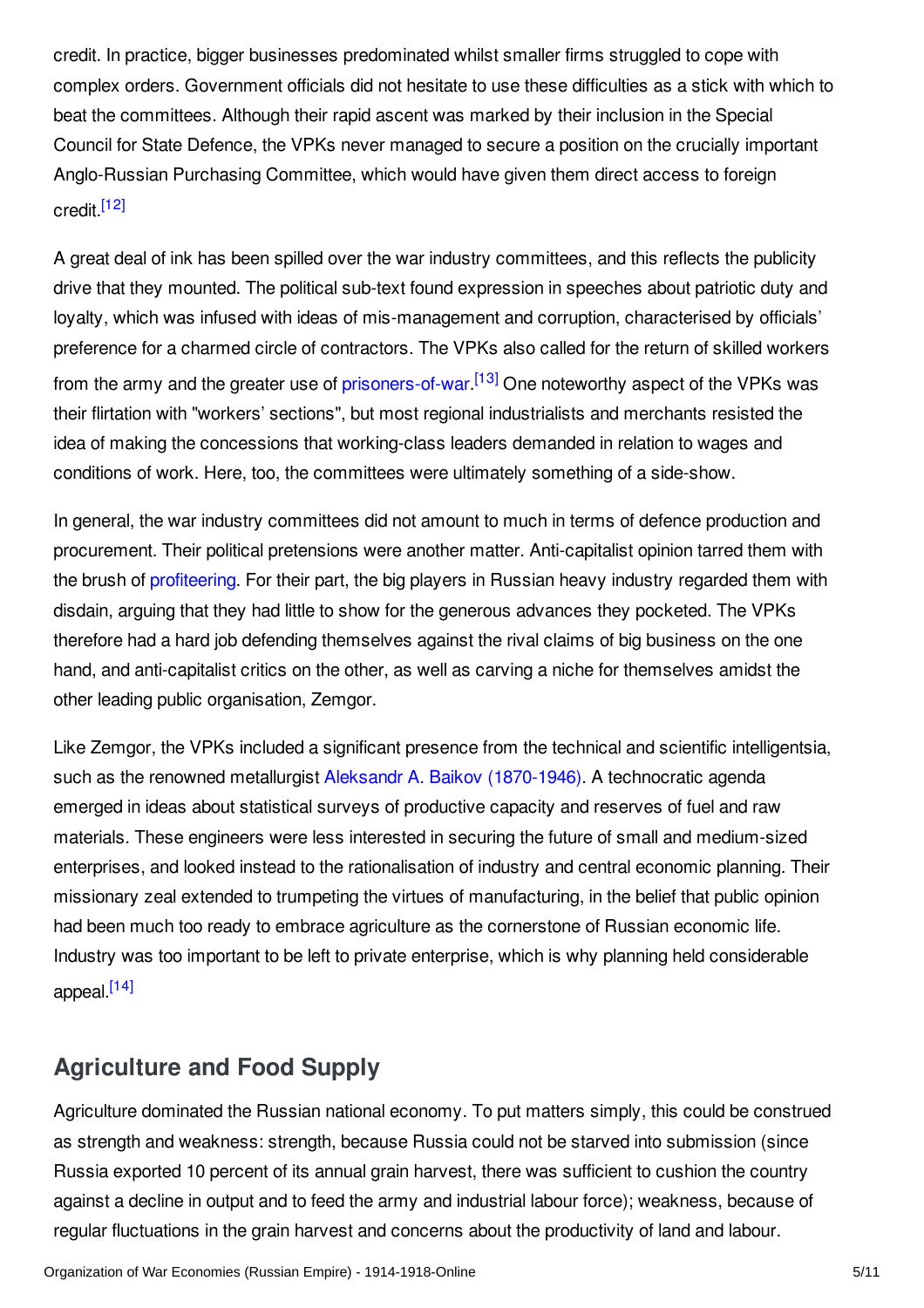credit. In practice, bigger businesses predominated whilst smaller firms struggled to cope with complex orders. Government officials did not hesitate to use these difficulties as a stick with which to beat the committees. Although their rapid ascent was marked by their inclusion in the Special Council for State Defence, the VPKs never managed to secure a position on the crucially important Anglo-Russian Purchasing Committee, which would have given them direct access to foreign credit.[12]

A great deal of ink has been spilled over the war industry committees, and this reflects the publicity drive that they mounted. The political sub-text found expression in speeches about patriotic duty and loyalty, which was infused with ideas of mis-management and corruption, characterised by officials' preference for a charmed circle of contractors. The VPKs also called for the return of skilled workers from the army and the greater use of prisoners-of-war.[13] One noteworthy aspect of the VPKs was their flirtation with "workers' sections", but most regional industrialists and merchants resisted the idea of making the concessions that working-class leaders demanded in relation to wages and conditions of work. Here, too, the committees were ultimately something of a side-show.

In general, the war industry committees did not amount to much in terms of defence production and procurement. Their political pretensions were another matter. Anti-capitalist opinion tarred them with the brush of profiteering. For their part, the big players in Russian heavy industry regarded them with disdain, arguing that they had little to show for the generous advances they pocketed. The VPKs therefore had a hard job defending themselves against the rival claims of big business on the one hand, and anti-capitalist critics on the other, as well as carving a niche for themselves amidst the other leading public organisation, Zemgor.

Like Zemgor, the VPKs included a significant presence from the technical and scientific intelligentsia, such as the renowned metallurgist Aleksandr A. Baikov (1870-1946). A technocratic agenda emerged in ideas about statistical surveys of productive capacity and reserves of fuel and raw materials. These engineers were less interested in securing the future of small and medium-sized enterprises, and looked instead to the rationalisation of industry and central economic planning. Their missionary zeal extended to trumpeting the virtues of manufacturing, in the belief that public opinion had been much too ready to embrace agriculture as the cornerstone of Russian economic life. Industry was too important to be left to private enterprise, which is why planning held considerable appeal.[14]

## Agriculture and Food Supply

Agriculture dominated the Russian national economy. To put matters simply, this could be construed as strength and weakness: strength, because Russia could not be starved into submission (since Russia exported 10 percent of its annual grain harvest, there was sufficient to cushion the country against a decline in output and to feed the army and industrial labour force); weakness, because of regular fluctuations in the grain harvest and concerns about the productivity of land and labour.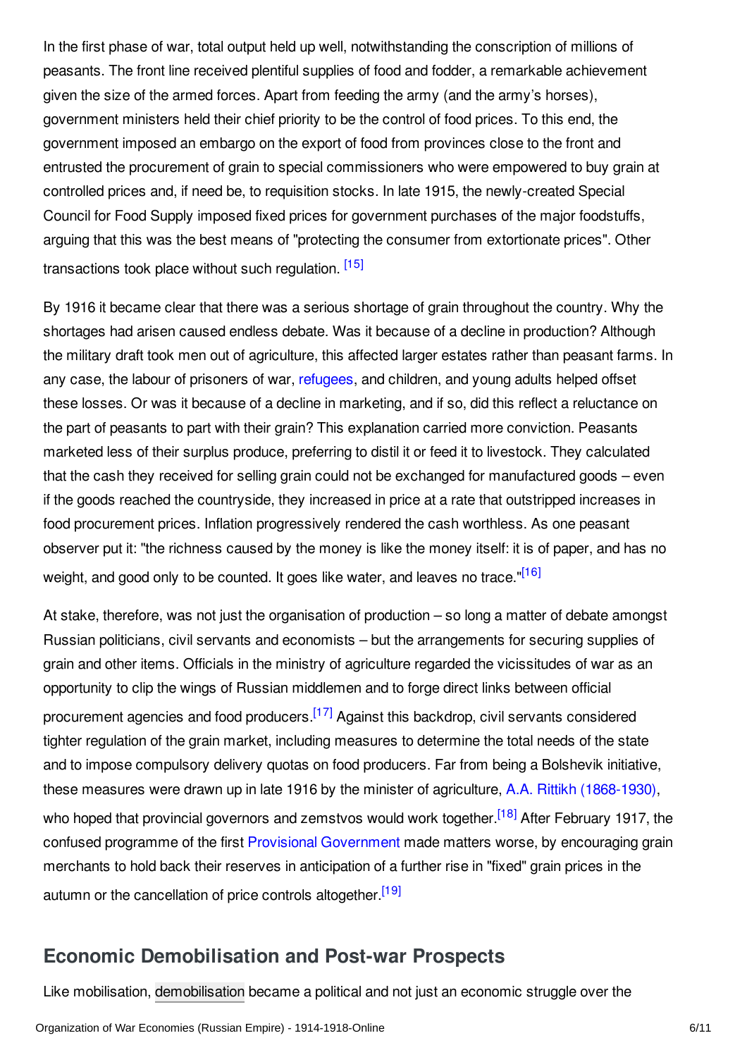In the first phase of war, total output held up well, notwithstanding the conscription of millions of peasants. The front line received plentiful supplies of food and fodder, a remarkable achievement given the size of the armed forces. Apart from feeding the army (and the army's horses), government ministers held their chief priority to be the control of food prices. To this end, the government imposed an embargo on the export of food from provinces close to the front and entrusted the procurement of grain to special commissioners who were empowered to buy grain at controlled prices and, if need be, to requisition stocks. In late 1915, the newly-created Special Council for Food Supply imposed fixed prices for government purchases of the major foodstuffs, arguing that this was the best means of "protecting the consumer from extortionate prices". Other transactions took place without such regulation. [15]

By 1916 it became clear that there was a serious shortage of grain throughout the country. Why the shortages had arisen caused endless debate. Was it because of a decline in production? Although the military draft took men out of agriculture, this affected larger estates rather than peasant farms. In any case, the labour of prisoners of war, refugees, and children, and young adults helped offset these losses. Or was it because of a decline in marketing, and if so, did this reflect a reluctance on the part of peasants to part with their grain? This explanation carried more conviction. Peasants marketed less of their surplus produce, preferring to distil it or feed it to livestock. They calculated that the cash they received for selling grain could not be exchanged for manufactured goods – even if the goods reached the countryside, they increased in price at a rate that outstripped increases in food procurement prices. Inflation progressively rendered the cash worthless. As one peasant observer put it: "the richness caused by the money is like the money itself: it is of paper, and has no weight, and good only to be counted. It goes like water, and leaves no trace."[16]

At stake, therefore, was not just the organisation of production – so long a matter of debate amongst Russian politicians, civil servants and economists – but the arrangements for securing supplies of grain and other items. Officials in the ministry of agriculture regarded the vicissitudes of war as an opportunity to clip the wings of Russian middlemen and to forge direct links between official procurement agencies and food producers.[17] Against this backdrop, civil servants considered tighter regulation of the grain market, including measures to determine the total needs of the state and to impose compulsory delivery quotas on food producers. Far from being a Bolshevik initiative, these measures were drawn up in late 1916 by the minister of agriculture, A.A. Rittikh (1868-1930), who hoped that provincial governors and zemstvos would work together.[18] After February 1917, the confused programme of the first Provisional Government made matters worse, by encouraging grain merchants to hold back their reserves in anticipation of a further rise in "fixed" grain prices in the autumn or the cancellation of price controls altogether.[19]

## Economic Demobilisation and Post-war Prospects

Like mobilisation, demobilisation became a political and not just an economic struggle over the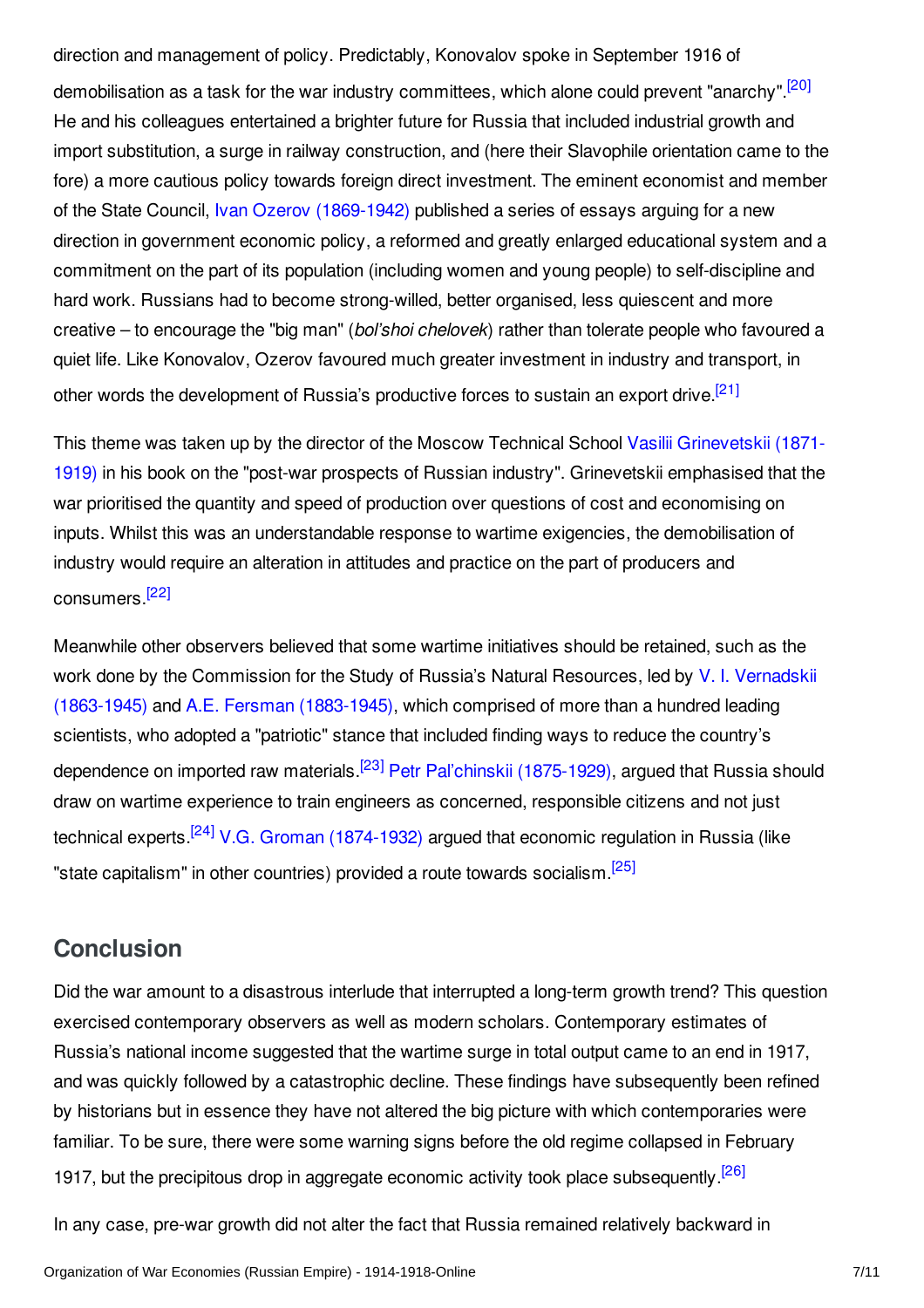direction and management of policy. Predictably, Konovalov spoke in September 1916 of demobilisation as a task for the war industry committees, which alone could prevent "anarchy".[20] He and his colleagues entertained a brighter future for Russia that included industrial growth and import substitution, a surge in railway construction, and (here their Slavophile orientation came to the fore) a more cautious policy towards foreign direct investment. The eminent economist and member of the State Council, Ivan Ozerov (1869-1942) published a series of essays arguing for a new direction in government economic policy, a reformed and greatly enlarged educational system and a commitment on the part of its population (including women and young people) to self-discipline and hard work. Russians had to become strong-willed, better organised, less quiescent and more creative – to encourage the "big man" (*bol'shoi chelovek*) rather than tolerate people who favoured a quiet life. Like Konovalov, Ozerov favoured much greater investment in industry and transport, in other words the development of Russia's productive forces to sustain an export drive.[21]

This theme was taken up by the director of the Moscow Technical School Vasilii Grinevetskii (1871-1919) in his book on the "post-war prospects of Russian industry". Grinevetskii emphasised that the war prioritised the quantity and speed of production over questions of cost and economising on inputs. Whilst this was an understandable response to wartime exigencies, the demobilisation of industry would require an alteration in attitudes and practice on the part of producers and consumers.[22]

Meanwhile other observers believed that some wartime initiatives should be retained, such as the work done by the Commission for the Study of Russia's Natural Resources, led by V. I. Vernadskii (1863-1945) and A.E. Fersman (1883-1945), which comprised of more than a hundred leading scientists, who adopted a "patriotic" stance that included finding ways to reduce the country's dependence on imported raw materials.[23] Petr Pal'chinskii (1875-1929), argued that Russia should draw on wartime experience to train engineers as concerned, responsible citizens and not just technical experts.[24] V.G. Groman (1874-1932) argued that economic regulation in Russia (like "state capitalism" in other countries) provided a route towards socialism.[25]

## Conclusion

Did the war amount to a disastrous interlude that interrupted a long-term growth trend? This question exercised contemporary observers as well as modern scholars. Contemporary estimates of Russia's national income suggested that the wartime surge in total output came to an end in 1917, and was quickly followed by a catastrophic decline. These findings have subsequently been refined by historians but in essence they have not altered the big picture with which contemporaries were familiar. To be sure, there were some warning signs before the old regime collapsed in February 1917, but the precipitous drop in aggregate economic activity took place subsequently.[26]

In any case, pre-war growth did not alter the fact that Russia remained relatively backward in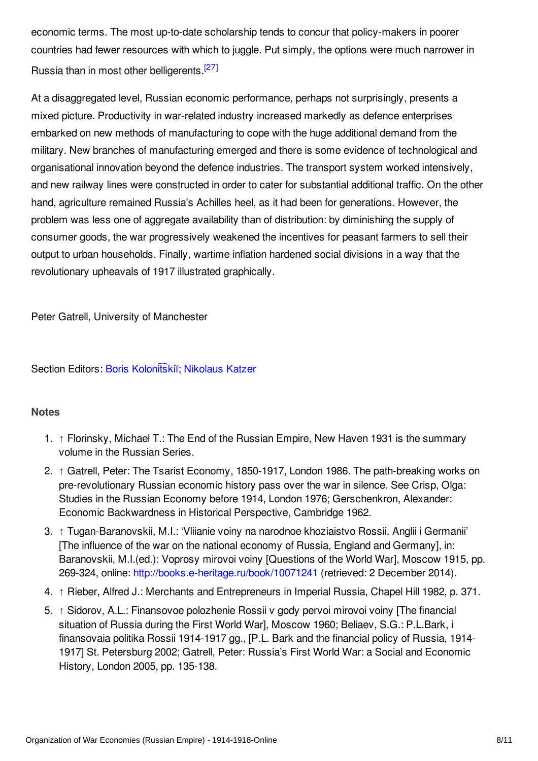economic terms. The most up-to-date scholarship tends to concur that policy-makers in poorer countries had fewer resources with which to juggle. Put simply, the options were much narrower in Russia than in most other belligerents.[27]

At a disaggregated level, Russian economic performance, perhaps not surprisingly, presents a mixed picture. Productivity in war-related industry increased markedly as defence enterprises embarked on new methods of manufacturing to cope with the huge additional demand from the military. New branches of manufacturing emerged and there is some evidence of technological and organisational innovation beyond the defence industries. The transport system worked intensively, and new railway lines were constructed in order to cater for substantial additional traffic. On the other hand, agriculture remained Russia's Achilles heel, as it had been for generations. However, the problem was less one of aggregate availability than of distribution: by diminishing the supply of consumer goods, the war progressively weakened the incentives for peasant farmers to sell their output to urban households. Finally, wartime inflation hardened social divisions in a way that the revolutionary upheavals of 1917 illustrated graphically.

Peter Gatrell, University of Manchester

Section Editors: Boris Kolonit͡skiĭ; Nikolaus Katzer

### Notes

1. ↑ Florinsky, Michael T.: The End of the Russian Empire, New Haven 1931 is the summary volume in the Russian Series.
2. ↑ Gatrell, Peter: The Tsarist Economy, 1850-1917, London 1986. The path-breaking works on pre-revolutionary Russian economic history pass over the war in silence. See Crisp, Olga: Studies in the Russian Economy before 1914, London 1976; Gerschenkron, Alexander: Economic Backwardness in Historical Perspective, Cambridge 1962.
3. ↑ Tugan-Baranovskii, M.I.: 'Vliianie voiny na narodnoe khoziaistvo Rossii. Anglii i Germanii' [The influence of the war on the national economy of Russia, England and Germany], in: Baranovskii, M.I.(ed.): Voprosy mirovoi voiny [Questions of the World War], Moscow 1915, pp. 269-324, online: http://books.e-heritage.ru/book/10071241 (retrieved: 2 December 2014).
4. ↑ Rieber, Alfred J.: Merchants and Entrepreneurs in Imperial Russia, Chapel Hill 1982, p. 371.
5. ↑ Sidorov, A.L.: Finansovoe polozhenie Rossii v gody pervoi mirovoi voiny [The financial situation of Russia during the First World War], Moscow 1960; Beliaev, S.G.: P.L.Bark, i finansovaia politika Rossii 1914-1917 gg., [P.L. Bark and the financial policy of Russia, 1914-1917] St. Petersburg 2002; Gatrell, Peter: Russia's First World War: a Social and Economic History, London 2005, pp. 135-138.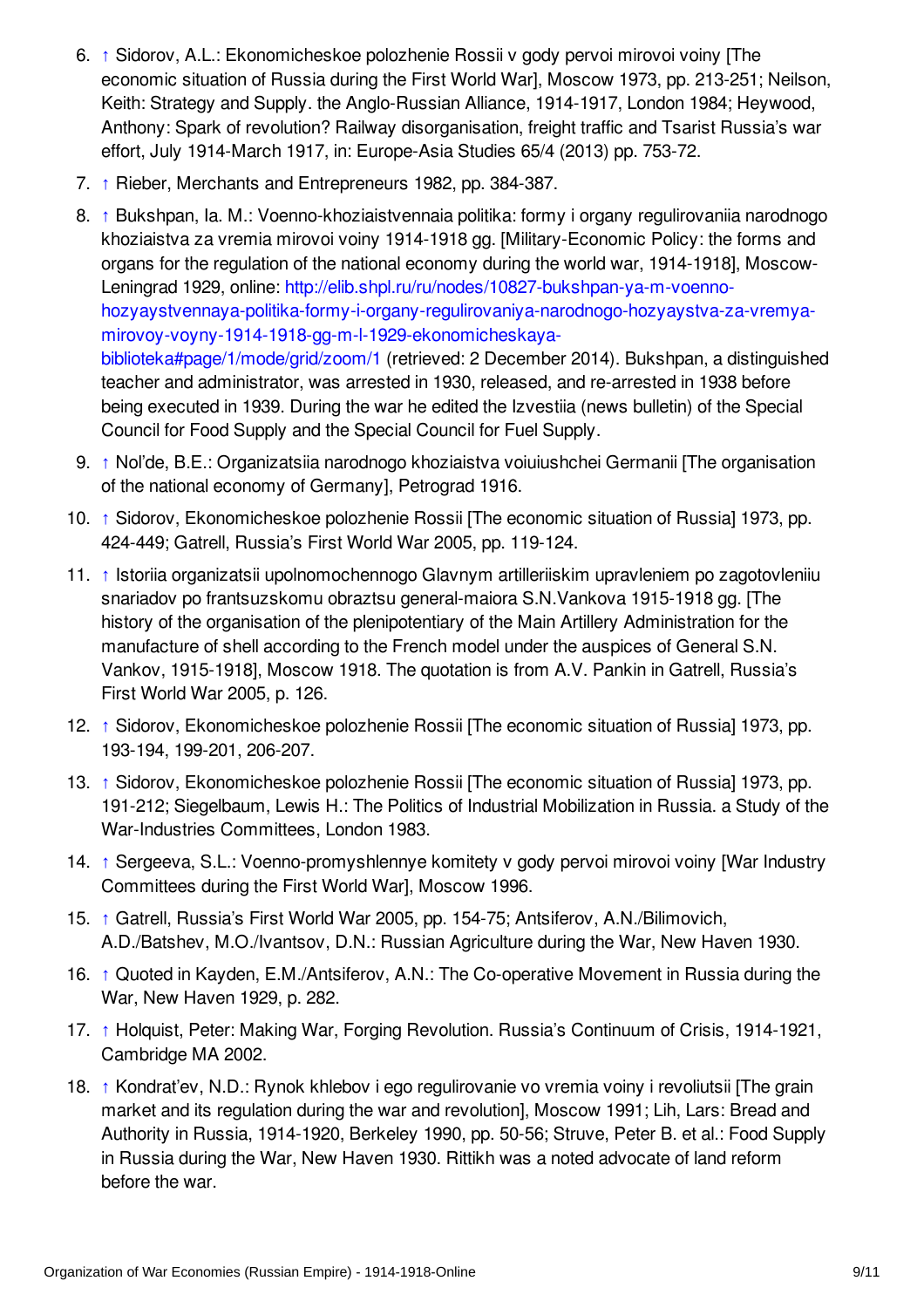6. ↑ Sidorov, A.L.: Ekonomicheskoe polozhenie Rossii v gody pervoi mirovoi voiny [The economic situation of Russia during the First World War], Moscow 1973, pp. 213-251; Neilson, Keith: Strategy and Supply. the Anglo-Russian Alliance, 1914-1917, London 1984; Heywood, Anthony: Spark of revolution? Railway disorganisation, freight traffic and Tsarist Russia's war effort, July 1914-March 1917, in: Europe-Asia Studies 65/4 (2013) pp. 753-72.
7. ↑ Rieber, Merchants and Entrepreneurs 1982, pp. 384-387.
8. ↑ Bukshpan, Ia. M.: Voenno-khoziaistvennaia politika: formy i organy regulirovaniia narodnogo khoziaistva za vremia mirovoi voiny 1914-1918 gg. [Military-Economic Policy: the forms and organs for the regulation of the national economy during the world war, 1914-1918], Moscow-Leningrad 1929, online: http://elib.shpl.ru/ru/nodes/10827-bukshpan-ya-m-voenno-hozyaystvennaya-politika-formy-i-organy-regulirovaniya-narodnogo-hozyaystva-za-vremya-mirovoy-voyny-1914-1918-gg-m-l-1929-ekonomicheskaya-biblioteka#page/1/mode/grid/zoom/1 (retrieved: 2 December 2014). Bukshpan, a distinguished teacher and administrator, was arrested in 1930, released, and re-arrested in 1938 before being executed in 1939. During the war he edited the Izvestiia (news bulletin) of the Special Council for Food Supply and the Special Council for Fuel Supply.
9. ↑ Nol'de, B.E.: Organizatsiia narodnogo khoziaistva voiuiushchei Germanii [The organisation of the national economy of Germany], Petrograd 1916.
10. ↑ Sidorov, Ekonomicheskoe polozhenie Rossii [The economic situation of Russia] 1973, pp. 424-449; Gatrell, Russia's First World War 2005, pp. 119-124.
11. ↑ Istoriia organizatsii upolnomochennogo Glavnym artilleriiskim upravleniem po zagotovleniiu snariadov po frantsuzskomu obraztsu general-maiora S.N.Vankova 1915-1918 gg. [The history of the organisation of the plenipotentiary of the Main Artillery Administration for the manufacture of shell according to the French model under the auspices of General S.N. Vankov, 1915-1918], Moscow 1918. The quotation is from A.V. Pankin in Gatrell, Russia's First World War 2005, p. 126.
12. ↑ Sidorov, Ekonomicheskoe polozhenie Rossii [The economic situation of Russia] 1973, pp. 193-194, 199-201, 206-207.
13. ↑ Sidorov, Ekonomicheskoe polozhenie Rossii [The economic situation of Russia] 1973, pp. 191-212; Siegelbaum, Lewis H.: The Politics of Industrial Mobilization in Russia. a Study of the War-Industries Committees, London 1983.
14. ↑ Sergeeva, S.L.: Voenno-promyshlennye komitety v gody pervoi mirovoi voiny [War Industry Committees during the First World War], Moscow 1996.
15. ↑ Gatrell, Russia's First World War 2005, pp. 154-75; Antsiferov, A.N./Bilimovich, A.D./Batshev, M.O./Ivantsov, D.N.: Russian Agriculture during the War, New Haven 1930.
16. ↑ Quoted in Kayden, E.M./Antsiferov, A.N.: The Co-operative Movement in Russia during the War, New Haven 1929, p. 282.
17. ↑ Holquist, Peter: Making War, Forging Revolution. Russia's Continuum of Crisis, 1914-1921, Cambridge MA 2002.
18. ↑ Kondrat'ev, N.D.: Rynok khlebov i ego regulirovanie vo vremia voiny i revoliutsii [The grain market and its regulation during the war and revolution], Moscow 1991; Lih, Lars: Bread and Authority in Russia, 1914-1920, Berkeley 1990, pp. 50-56; Struve, Peter B. et al.: Food Supply in Russia during the War, New Haven 1930. Rittikh was a noted advocate of land reform before the war.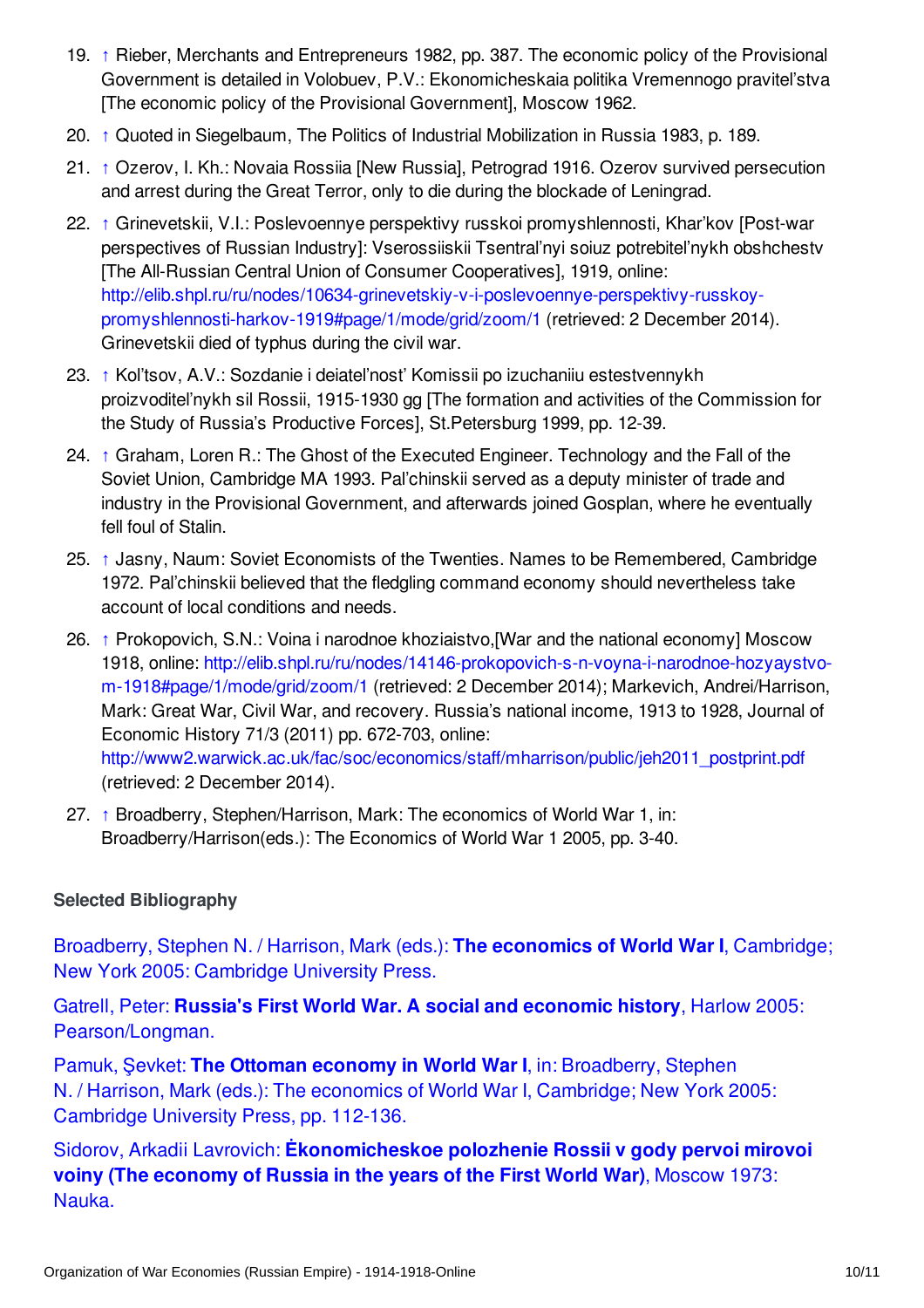19. ↑ Rieber, Merchants and Entrepreneurs 1982, pp. 387. The economic policy of the Provisional Government is detailed in Volobuev, P.V.: Ekonomicheskaia politika Vremennogo pravitel'stva [The economic policy of the Provisional Government], Moscow 1962.
20. ↑ Quoted in Siegelbaum, The Politics of Industrial Mobilization in Russia 1983, p. 189.
21. ↑ Ozerov, I. Kh.: Novaia Rossiia [New Russia], Petrograd 1916. Ozerov survived persecution and arrest during the Great Terror, only to die during the blockade of Leningrad.
22. ↑ Grinevetskii, V.I.: Poslevoennye perspektivy russkoi promyshlennosti, Khar'kov [Post-war perspectives of Russian Industry]: Vserossiiskii Tsentral'nyi soiuz potrebitel'nykh obshchestv [The All-Russian Central Union of Consumer Cooperatives], 1919, online: http://elib.shpl.ru/ru/nodes/10634-grinevetskiy-v-i-poslevoennye-perspektivy-russkoy-promyshlennosti-harkov-1919#page/1/mode/grid/zoom/1 (retrieved: 2 December 2014). Grinevetskii died of typhus during the civil war.
23. ↑ Kol'tsov, A.V.: Sozdanie i deiatel'nost' Komissii po izuchaniiu estestvennykh proizvoditel'nykh sil Rossii, 1915-1930 gg [The formation and activities of the Commission for the Study of Russia's Productive Forces], St.Petersburg 1999, pp. 12-39.
24. ↑ Graham, Loren R.: The Ghost of the Executed Engineer. Technology and the Fall of the Soviet Union, Cambridge MA 1993. Pal'chinskii served as a deputy minister of trade and industry in the Provisional Government, and afterwards joined Gosplan, where he eventually fell foul of Stalin.
25. ↑ Jasny, Naum: Soviet Economists of the Twenties. Names to be Remembered, Cambridge 1972. Pal'chinskii believed that the fledgling command economy should nevertheless take account of local conditions and needs.
26. ↑ Prokopovich, S.N.: Voina i narodnoe khoziaistvo,[War and the national economy] Moscow 1918, online: http://elib.shpl.ru/ru/nodes/14146-prokopovich-s-n-voyna-i-narodnoe-hozyaystvo-m-1918#page/1/mode/grid/zoom/1 (retrieved: 2 December 2014); Markevich, Andrei/Harrison, Mark: Great War, Civil War, and recovery. Russia's national income, 1913 to 1928, Journal of Economic History 71/3 (2011) pp. 672-703, online: http://www2.warwick.ac.uk/fac/soc/economics/staff/mharrison/public/jeh2011_postprint.pdf (retrieved: 2 December 2014).
27. ↑ Broadberry, Stephen/Harrison, Mark: The economics of World War 1, in: Broadberry/Harrison(eds.): The Economics of World War 1 2005, pp. 3-40.

### Selected Bibliography

Broadberry, Stephen N. / Harrison, Mark (eds.): **The economics of World War I**, Cambridge; New York 2005: Cambridge University Press.

Gatrell, Peter: **Russia's First World War. A social and economic history**, Harlow 2005: Pearson/Longman.

Pamuk, Şevket: **The Ottoman economy in World War I**, in: Broadberry, Stephen N. / Harrison, Mark (eds.): The economics of World War I, Cambridge; New York 2005: Cambridge University Press, pp. 112-136.

Sidorov, Arkadii Lavrovich: **Ėkonomicheskoe polozhenie Rossii v gody pervoi mirovoi voiny (The economy of Russia in the years of the First World War)**, Moscow 1973: Nauka.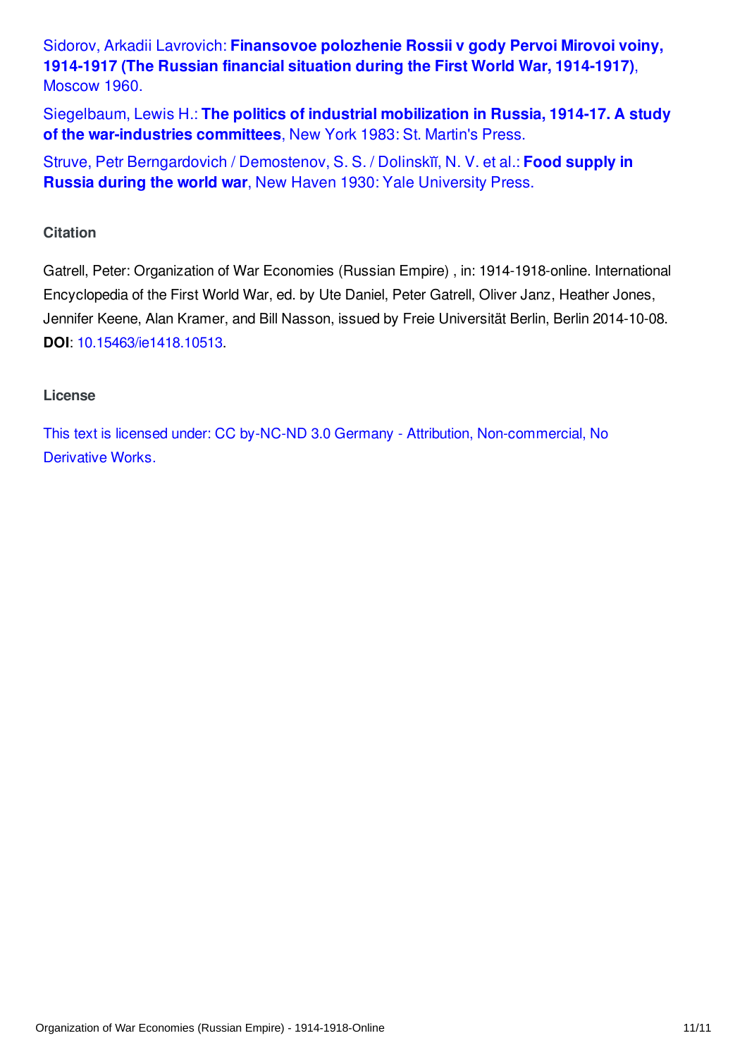Sidorov, Arkadii Lavrovich: **Finansovoe polozhenie Rossii v gody Pervoi Mirovoi voiny, 1914-1917 (The Russian financial situation during the First World War, 1914-1917)**, Moscow 1960.

Siegelbaum, Lewis H.: **The politics of industrial mobilization in Russia, 1914-17. A study of the war-industries committees**, New York 1983: St. Martin's Press.

Struve, Petr Berngardovich / Demostenov, S. S. / Dolinskiĭ, N. V. et al.: **Food supply in Russia during the world war**, New Haven 1930: Yale University Press.

### Citation

Gatrell, Peter: Organization of War Economies (Russian Empire) , in: 1914-1918-online. International Encyclopedia of the First World War, ed. by Ute Daniel, Peter Gatrell, Oliver Janz, Heather Jones, Jennifer Keene, Alan Kramer, and Bill Nasson, issued by Freie Universität Berlin, Berlin 2014-10-08. **DOI**: 10.15463/ie1418.10513.

### License

This text is licensed under: CC by-NC-ND 3.0 Germany - Attribution, Non-commercial, No Derivative Works.